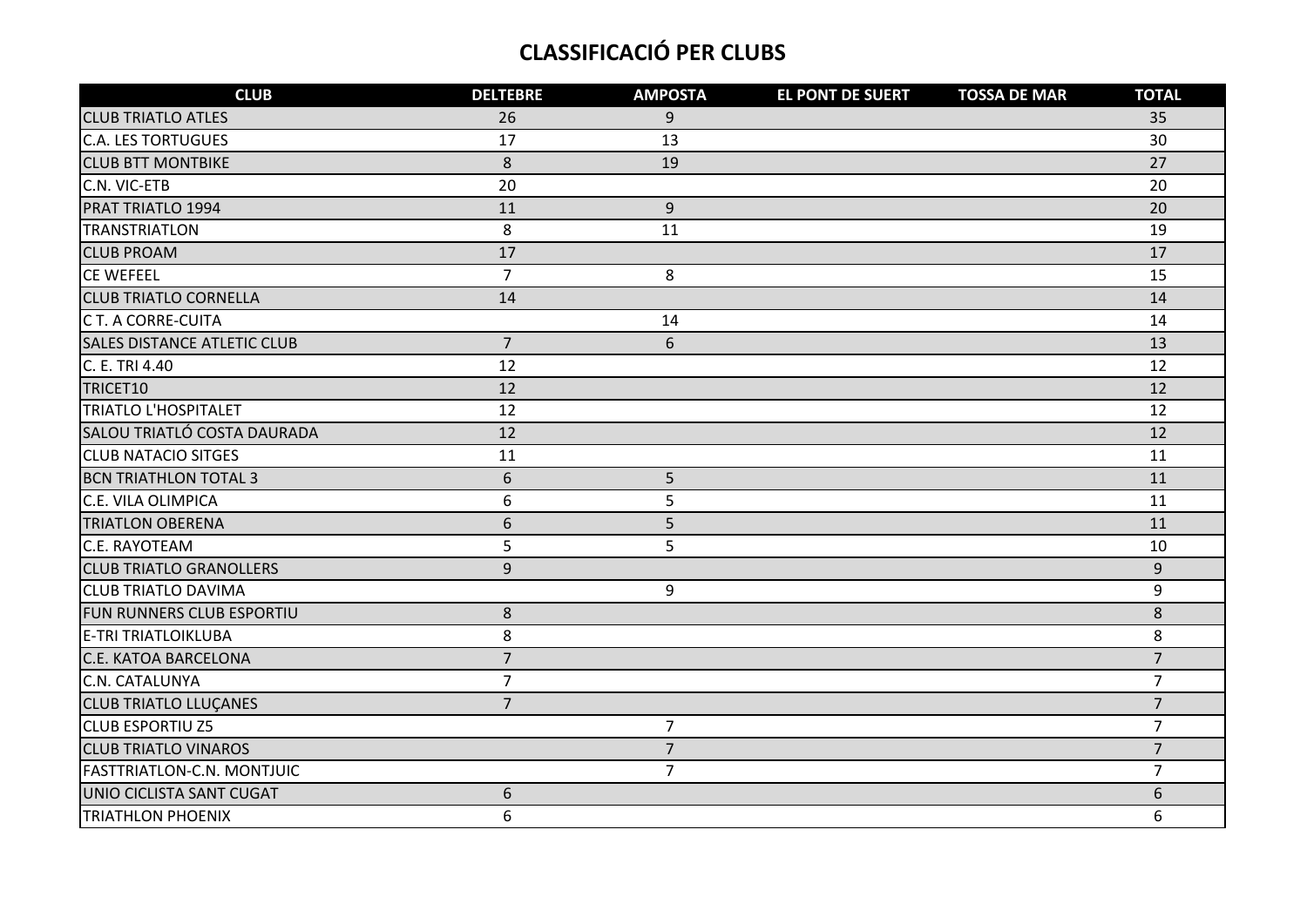# CLASSIFICACIÓ PER CLUBS

| CLUB | DELTEBRE | AMPOSTA | EL PONT DE SUERT | TOSSA DE MAR | TOTAL |
|---|---|---|---|---|---|
| CLUB TRIATLO ATLES | 26 | 9 | | | 35 |
| C.A. LES TORTUGUES | 17 | 13 | | | 30 |
| CLUB BTT MONTBIKE | 8 | 19 | | | 27 |
| C.N. VIC-ETB | 20 | | | | 20 |
| PRAT TRIATLO 1994 | 11 | 9 | | | 20 |
| TRANSTRIATLON | 8 | 11 | | | 19 |
| CLUB PROAM | 17 | | | | 17 |
| CE WEFEEL | 7 | 8 | | | 15 |
| CLUB TRIATLO CORNELLA | 14 | | | | 14 |
| C T. A CORRE-CUITA | | 14 | | | 14 |
| SALES DISTANCE ATLETIC CLUB | 7 | 6 | | | 13 |
| C. E. TRI 4.40 | 12 | | | | 12 |
| TRICET10 | 12 | | | | 12 |
| TRIATLO L'HOSPITALET | 12 | | | | 12 |
| SALOU TRIATLÓ COSTA DAURADA | 12 | | | | 12 |
| CLUB NATACIO SITGES | 11 | | | | 11 |
| BCN TRIATHLON TOTAL 3 | 6 | 5 | | | 11 |
| C.E. VILA OLIMPICA | 6 | 5 | | | 11 |
| TRIATLON OBERENA | 6 | 5 | | | 11 |
| C.E. RAYOTEAM | 5 | 5 | | | 10 |
| CLUB TRIATLO GRANOLLERS | 9 | | | | 9 |
| CLUB TRIATLO DAVIMA | | 9 | | | 9 |
| FUN RUNNERS CLUB ESPORTIU | 8 | | | | 8 |
| E-TRI TRIATLOIKLUBA | 8 | | | | 8 |
| C.E. KATOA BARCELONA | 7 | | | | 7 |
| C.N. CATALUNYA | 7 | | | | 7 |
| CLUB TRIATLO LLUÇANES | 7 | | | | 7 |
| CLUB ESPORTIU Z5 | | 7 | | | 7 |
| CLUB TRIATLO VINAROS | | 7 | | | 7 |
| FASTTRIATLON-C.N. MONTJUIC | | 7 | | | 7 |
| UNIO CICLISTA SANT CUGAT | 6 | | | | 6 |
| TRIATHLON PHOENIX | 6 | | | | 6 |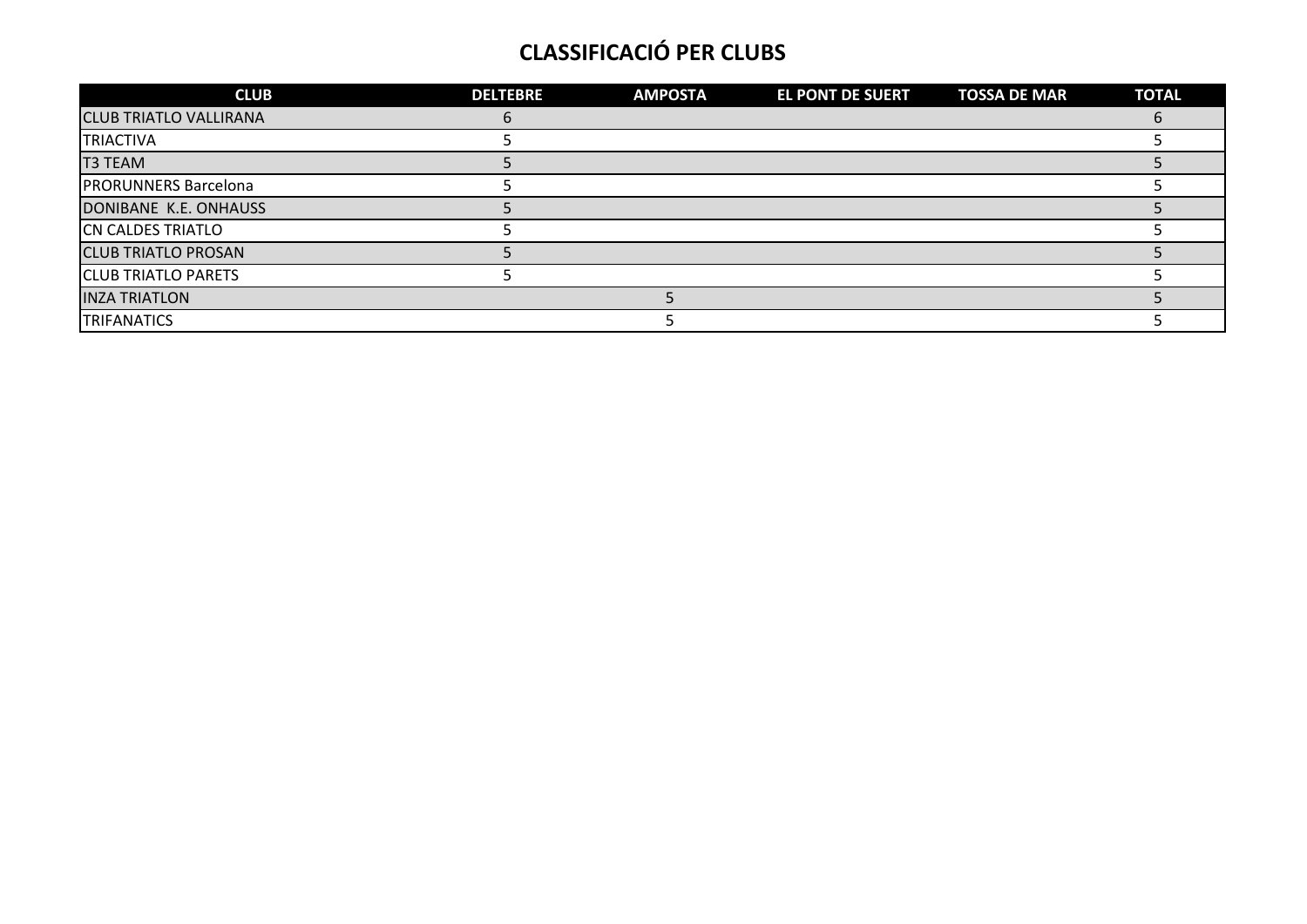## CLASSIFICACIÓ PER CLUBS

| CLUB | DELTEBRE | AMPOSTA | EL PONT DE SUERT | TOSSA DE MAR | TOTAL |
|---|---|---|---|---|---|
| CLUB TRIATLO VALLIRANA | 6 | | | | 6 |
| TRIACTIVA | 5 | | | | 5 |
| T3 TEAM | 5 | | | | 5 |
| PRORUNNERS Barcelona | 5 | | | | 5 |
| DONIBANE K.E. ONHAUSS | 5 | | | | 5 |
| CN CALDES TRIATLO | 5 | | | | 5 |
| CLUB TRIATLO PROSAN | 5 | | | | 5 |
| CLUB TRIATLO PARETS | 5 | | | | 5 |
| INZA TRIATLON | | 5 | | | 5 |
| TRIFANATICS | | 5 | | | 5 |